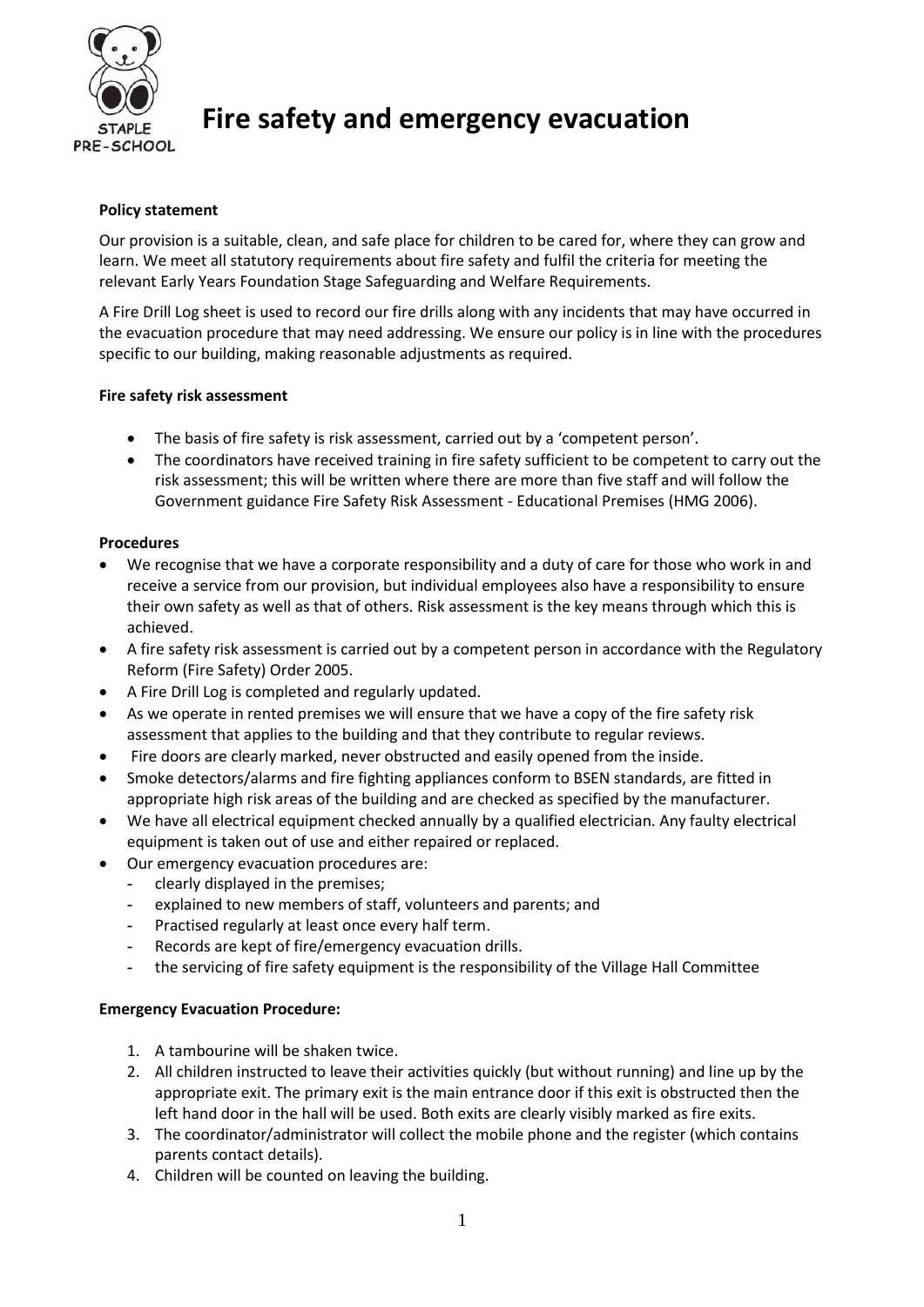# Fire safety and emergency evacuation

**Policy statement**

Our provision is a suitable, clean, and safe place for children to be cared for, where they can grow and learn. We meet all statutory requirements about fire safety and fulfil the criteria for meeting the relevant Early Years Foundation Stage Safeguarding and Welfare Requirements.

A Fire Drill Log sheet is used to record our fire drills along with any incidents that may have occurred in the evacuation procedure that may need addressing. We ensure our policy is in line with the procedures specific to our building, making reasonable adjustments as required.

**Fire safety risk assessment**

- The basis of fire safety is risk assessment, carried out by a 'competent person'.
- The coordinators have received training in fire safety sufficient to be competent to carry out the risk assessment; this will be written where there are more than five staff and will follow the Government guidance Fire Safety Risk Assessment - Educational Premises (HMG 2006).

**Procedures**

- We recognise that we have a corporate responsibility and a duty of care for those who work in and receive a service from our provision, but individual employees also have a responsibility to ensure their own safety as well as that of others. Risk assessment is the key means through which this is achieved.
- A fire safety risk assessment is carried out by a competent person in accordance with the Regulatory Reform (Fire Safety) Order 2005.
- A Fire Drill Log is completed and regularly updated.
- As we operate in rented premises we will ensure that we have a copy of the fire safety risk assessment that applies to the building and that they contribute to regular reviews.
- Fire doors are clearly marked, never obstructed and easily opened from the inside.
- Smoke detectors/alarms and fire fighting appliances conform to BSEN standards, are fitted in appropriate high risk areas of the building and are checked as specified by the manufacturer.
- We have all electrical equipment checked annually by a qualified electrician. Any faulty electrical equipment is taken out of use and either repaired or replaced.
- Our emergency evacuation procedures are:
  - clearly displayed in the premises;
  - explained to new members of staff, volunteers and parents; and
  - Practised regularly at least once every half term.
  - Records are kept of fire/emergency evacuation drills.
  - the servicing of fire safety equipment is the responsibility of the Village Hall Committee

**Emergency Evacuation Procedure:**

1. A tambourine will be shaken twice.
2. All children instructed to leave their activities quickly (but without running) and line up by the appropriate exit. The primary exit is the main entrance door if this exit is obstructed then the left hand door in the hall will be used. Both exits are clearly visibly marked as fire exits.
3. The coordinator/administrator will collect the mobile phone and the register (which contains parents contact details).
4. Children will be counted on leaving the building.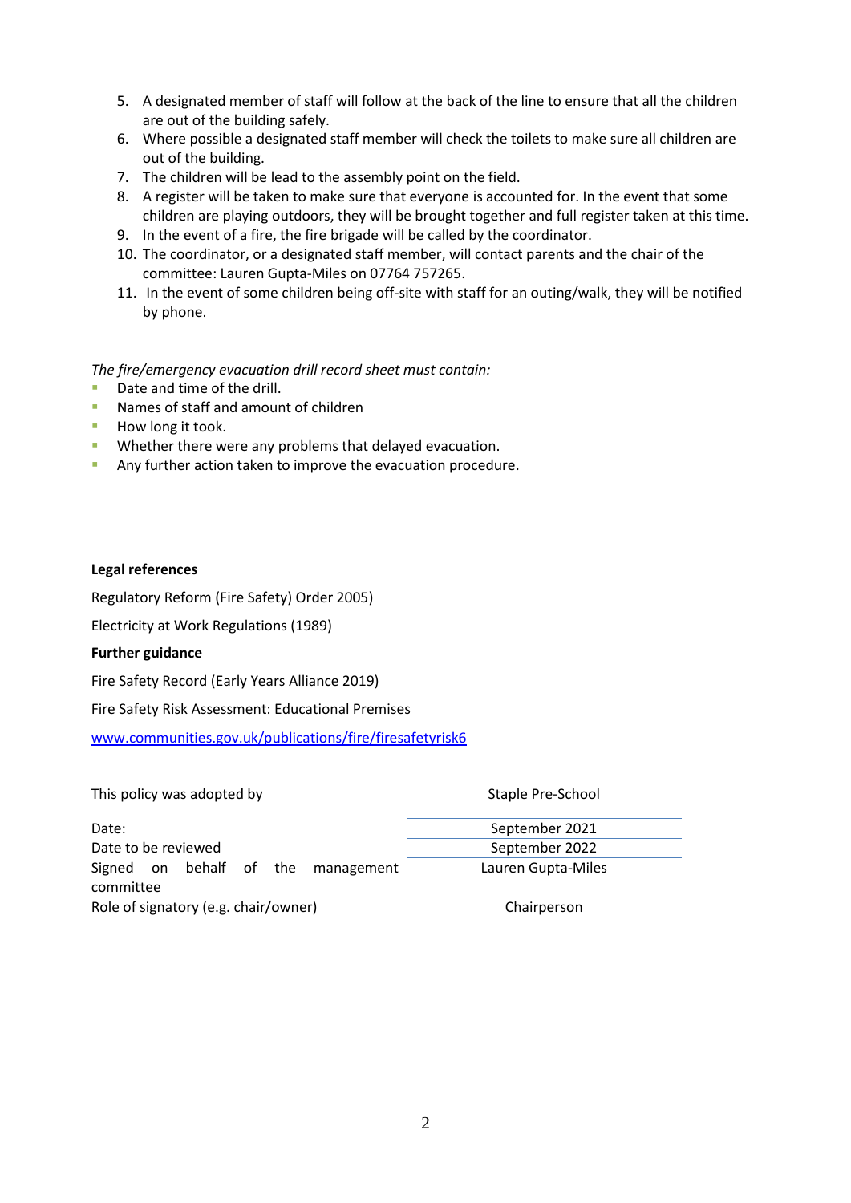5. A designated member of staff will follow at the back of the line to ensure that all the children are out of the building safely.
6. Where possible a designated staff member will check the toilets to make sure all children are out of the building.
7. The children will be lead to the assembly point on the field.
8. A register will be taken to make sure that everyone is accounted for. In the event that some children are playing outdoors, they will be brought together and full register taken at this time.
9. In the event of a fire, the fire brigade will be called by the coordinator.
10. The coordinator, or a designated staff member, will contact parents and the chair of the committee: Lauren Gupta-Miles on 07764 757265.
11. In the event of some children being off-site with staff for an outing/walk, they will be notified by phone.

*The fire/emergency evacuation drill record sheet must contain:*

- Date and time of the drill.
- Names of staff and amount of children
- How long it took.
- Whether there were any problems that delayed evacuation.
- Any further action taken to improve the evacuation procedure.

**Legal references**

Regulatory Reform (Fire Safety) Order 2005)

Electricity at Work Regulations (1989)

**Further guidance**

Fire Safety Record (Early Years Alliance 2019)

Fire Safety Risk Assessment: Educational Premises

www.communities.gov.uk/publications/fire/firesafetyrisk6

| | |
|---|---|
| This policy was adopted by | Staple Pre-School |
| Date: | September 2021 |
| Date to be reviewed | September 2022 |
| Signed on behalf of the management committee | Lauren Gupta-Miles |
| Role of signatory (e.g. chair/owner) | Chairperson |